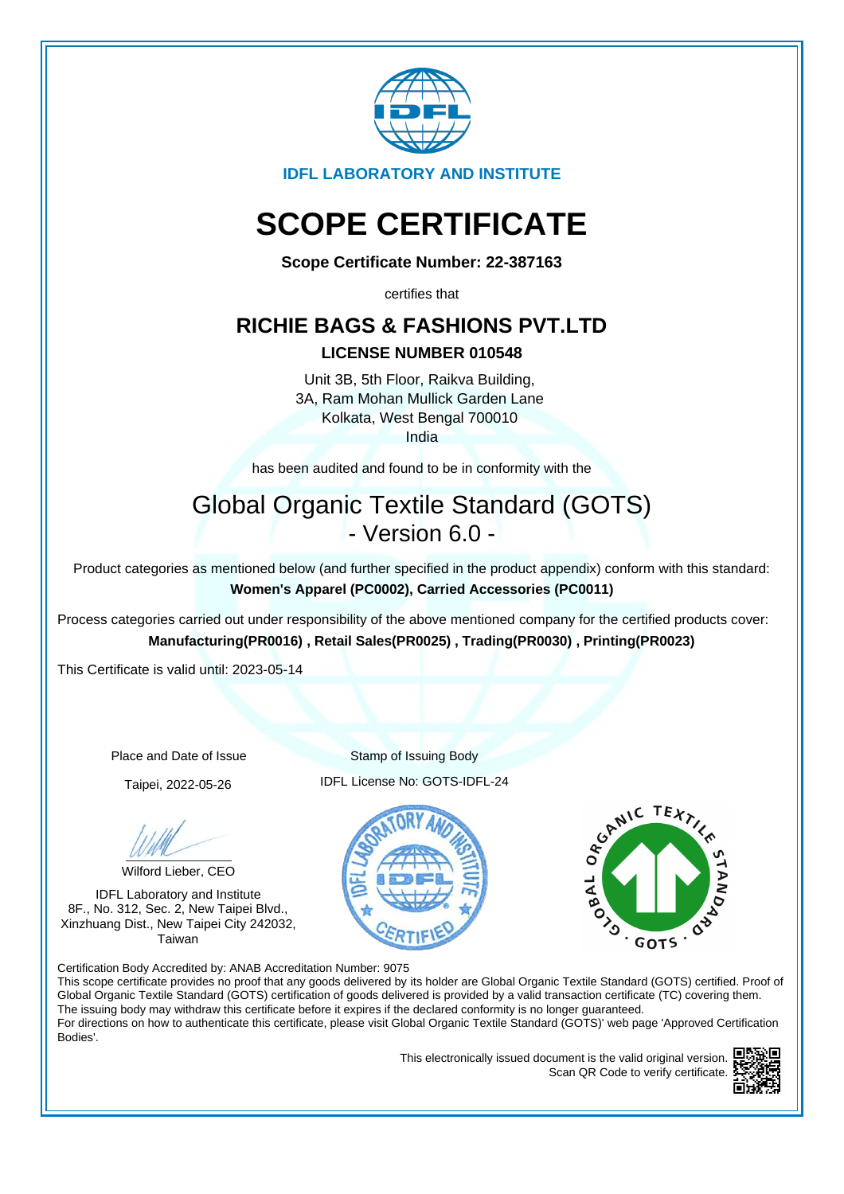IDFL LABORATORY AND INSTITUTE

# SCOPE CERTIFICATE

**Scope Certificate Number: 22-387163**

certifies that

## RICHIE BAGS & FASHIONS PVT.LTD

**LICENSE NUMBER 010548**

Unit 3B, 5th Floor, Raikva Building,
3A, Ram Mohan Mullick Garden Lane
Kolkata, West Bengal 700010
India

has been audited and found to be in conformity with the

## Global Organic Textile Standard (GOTS)
## - Version 6.0 -

Product categories as mentioned below (and further specified in the product appendix) conform with this standard:
**Women's Apparel (PC0002), Carried Accessories (PC0011)**

Process categories carried out under responsibility of the above mentioned company for the certified products cover:
**Manufacturing(PR0016) , Retail Sales(PR0025) , Trading(PR0030) , Printing(PR0023)**

This Certificate is valid until: 2023-05-14

Place and Date of Issue

Taipei, 2022-05-26

Stamp of Issuing Body

IDFL License No: GOTS-IDFL-24

Wilford Lieber, CEO

IDFL Laboratory and Institute
8F., No. 312, Sec. 2, New Taipei Blvd.,
Xinzhuang Dist., New Taipei City 242032,
Taiwan

Certification Body Accredited by: ANAB Accreditation Number: 9075
This scope certificate provides no proof that any goods delivered by its holder are Global Organic Textile Standard (GOTS) certified. Proof of Global Organic Textile Standard (GOTS) certification of goods delivered is provided by a valid transaction certificate (TC) covering them.
The issuing body may withdraw this certificate before it expires if the declared conformity is no longer guaranteed.
For directions on how to authenticate this certificate, please visit Global Organic Textile Standard (GOTS)' web page 'Approved Certification Bodies'.

This electronically issued document is the valid original version.
Scan QR Code to verify certificate.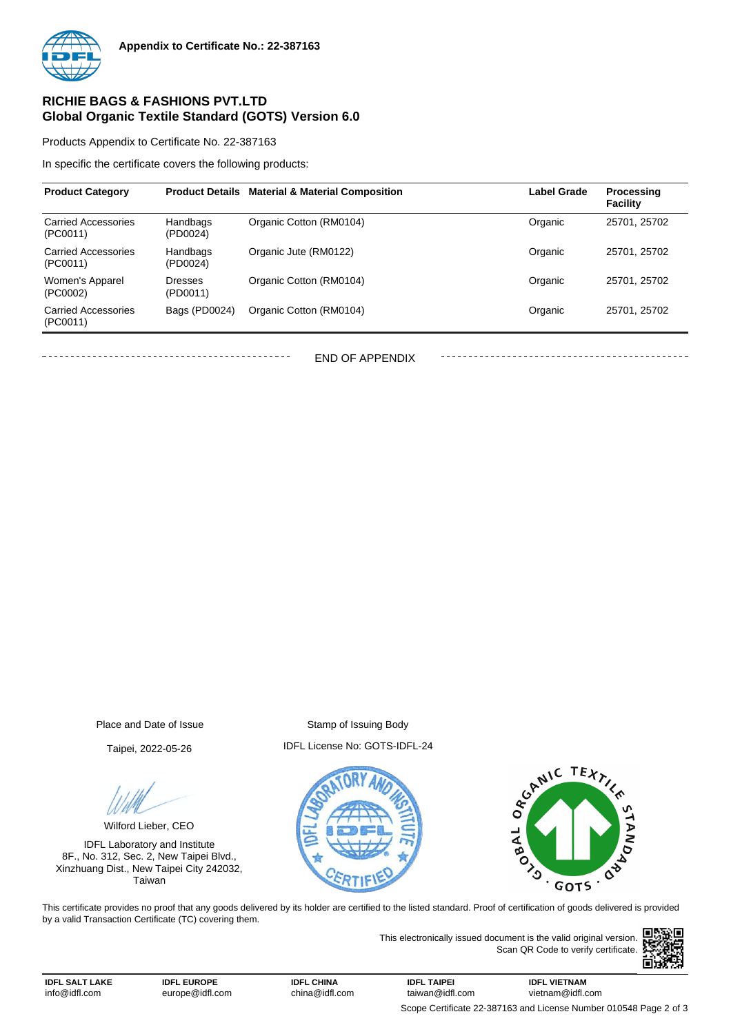**Appendix to Certificate No.: 22-387163**

## RICHIE BAGS & FASHIONS PVT.LTD
## Global Organic Textile Standard (GOTS) Version 6.0

Products Appendix to Certificate No. 22-387163

In specific the certificate covers the following products:

| Product Category | Product Details | Material & Material Composition | Label Grade | Processing Facility |
|---|---|---|---|---|
| Carried Accessories (PC0011) | Handbags (PD0024) | Organic Cotton (RM0104) | Organic | 25701, 25702 |
| Carried Accessories (PC0011) | Handbags (PD0024) | Organic Jute (RM0122) | Organic | 25701, 25702 |
| Women's Apparel (PC0002) | Dresses (PD0011) | Organic Cotton (RM0104) | Organic | 25701, 25702 |
| Carried Accessories (PC0011) | Bags (PD0024) | Organic Cotton (RM0104) | Organic | 25701, 25702 |

END OF APPENDIX

Place and Date of Issue

Taipei, 2022-05-26

Wilford Lieber, CEO

IDFL Laboratory and Institute
8F., No. 312, Sec. 2, New Taipei Blvd.,
Xinzhuang Dist., New Taipei City 242032,
Taiwan

Stamp of Issuing Body

IDFL License No: GOTS-IDFL-24

This certificate provides no proof that any goods delivered by its holder are certified to the listed standard. Proof of certification of goods delivered is provided by a valid Transaction Certificate (TC) covering them.

This electronically issued document is the valid original version.
Scan QR Code to verify certificate.

**IDFL SALT LAKE** info@idfl.com | **IDFL EUROPE** europe@idfl.com | **IDFL CHINA** china@idfl.com | **IDFL TAIPEI** taiwan@idfl.com | **IDFL VIETNAM** vietnam@idfl.com

Scope Certificate 22-387163 and License Number 010548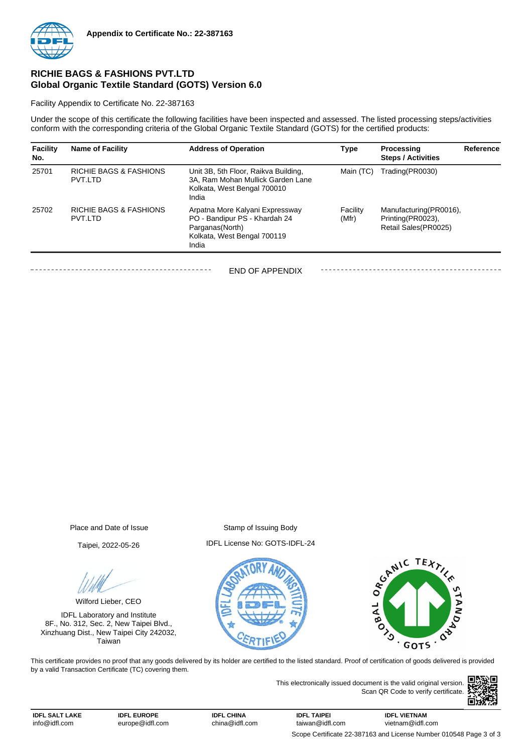**Appendix to Certificate No.: 22-387163**

## RICHIE BAGS & FASHIONS PVT.LTD
## Global Organic Textile Standard (GOTS) Version 6.0

Facility Appendix to Certificate No. 22-387163

Under the scope of this certificate the following facilities have been inspected and assessed. The listed processing steps/activities conform with the corresponding criteria of the Global Organic Textile Standard (GOTS) for the certified products:

| Facility No. | Name of Facility | Address of Operation | Type | Processing Steps / Activities | Reference |
|---|---|---|---|---|---|
| 25701 | RICHIE BAGS & FASHIONS PVT.LTD | Unit 3B, 5th Floor, Raikva Building, 3A, Ram Mohan Mullick Garden Lane Kolkata, West Bengal 700010 India | Main (TC) | Trading(PR0030) | |
| 25702 | RICHIE BAGS & FASHIONS PVT.LTD | Arpatna More Kalyani Expressway PO - Bandipur PS - Khardah 24 Parganas(North) Kolkata, West Bengal 700119 India | Facility (Mfr) | Manufacturing(PR0016), Printing(PR0023), Retail Sales(PR0025) | |

END OF APPENDIX

Place and Date of Issue

Taipei, 2022-05-26

Wilford Lieber, CEO

IDFL Laboratory and Institute
8F., No. 312, Sec. 2, New Taipei Blvd., Xinzhuang Dist., New Taipei City 242032, Taiwan

Stamp of Issuing Body

IDFL License No: GOTS-IDFL-24

This certificate provides no proof that any goods delivered by its holder are certified to the listed standard. Proof of certification of goods delivered is provided by a valid Transaction Certificate (TC) covering them.

This electronically issued document is the valid original version. Scan QR Code to verify certificate.

**IDFL SALT LAKE** info@idfl.com | **IDFL EUROPE** europe@idfl.com | **IDFL CHINA** china@idfl.com | **IDFL TAIPEI** taiwan@idfl.com | **IDFL VIETNAM** vietnam@idfl.com

Scope Certificate 22-387163 and License Number 010548